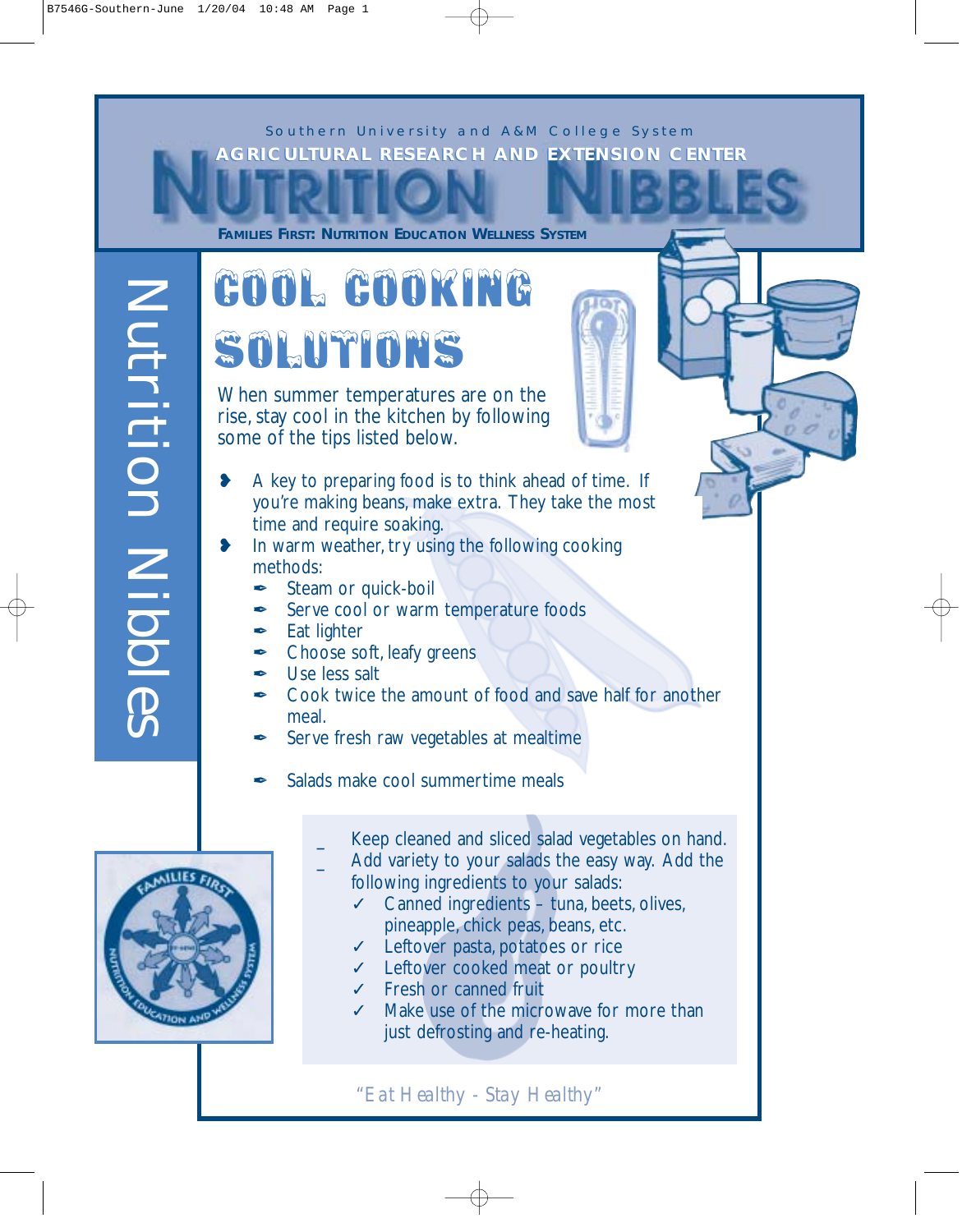Southern University and A&M College System

AGRICULTURAL RESEARCH AND EXTENSION CENTER

# NUTRITION NIBBLES

FAMILIES FIRST: NUTRITION EDUCATION WELLNESS SYSTEM

Nutrition Nibbles

## COOL COOKING SOLUTIONS

When summer temperatures are on the rise, stay cool in the kitchen by following some of the tips listed below.

- A key to preparing food is to think ahead of time. If you're making beans, make extra. They take the most time and require soaking.
- In warm weather, try using the following cooking methods:
  - Steam or quick-boil
  - Serve cool or warm temperature foods
  - Eat lighter
  - Choose soft, leafy greens
  - Use less salt
  - Cook twice the amount of food and save half for another meal.
  - Serve fresh raw vegetables at mealtime
  - Salads make cool summertime meals

- Keep cleaned and sliced salad vegetables on hand.
- Add variety to your salads the easy way. Add the following ingredients to your salads:
  - ✓ Canned ingredients – tuna, beets, olives, pineapple, chick peas, beans, etc.
  - ✓ Leftover pasta, potatoes or rice
  - ✓ Leftover cooked meat or poultry
  - ✓ Fresh or canned fruit
  - ✓ Make use of the microwave for more than just defrosting and re-heating.

*"Eat Healthy - Stay Healthy"*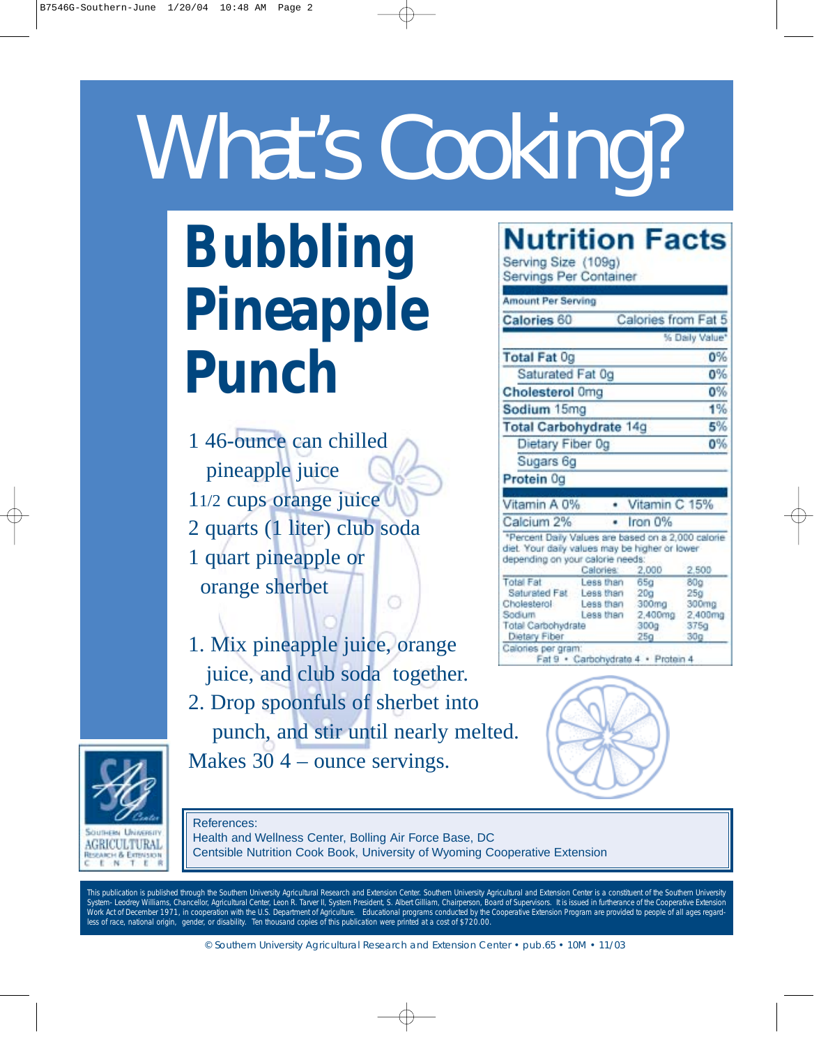# What's Cooking?

## Bubbling Pineapple Punch

1 46-ounce can chilled pineapple juice
1 1/2 cups orange juice
2 quarts (1 liter) club soda
1 quart pineapple or orange sherbet

1. Mix pineapple juice, orange juice, and club soda together.
2. Drop spoonfuls of sherbet into punch, and stir until nearly melted.

Makes 30 4 – ounce servings.

**Nutrition Facts**

Serving Size (109g)
Servings Per Container

| Amount Per Serving | |
|---|---|
| **Calories** 60 | Calories from Fat 5 |
| | % Daily Value* |
| **Total Fat** 0g | 0% |
| Saturated Fat 0g | 0% |
| **Cholesterol** 0mg | 0% |
| **Sodium** 15mg | 1% |
| **Total Carbohydrate** 14g | 5% |
| Dietary Fiber 0g | 0% |
| Sugars 6g | |
| **Protein** 0g | |
| Vitamin A 0% • Vitamin C 15% | |
| Calcium 2% • Iron 0% | |

*Percent Daily Values are based on a 2,000 calorie diet. Your daily values may be higher or lower depending on your calorie needs:

| | Calories: | 2,000 | 2,500 |
|---|---|---|---|
| Total Fat | Less than | 65g | 80g |
| Saturated Fat | Less than | 20g | 25g |
| Cholesterol | Less than | 300mg | 300mg |
| Sodium | Less than | 2,400mg | 2,400mg |
| Total Carbohydrate | | 300g | 375g |
| Dietary Fiber | | 25g | 30g |

Calories per gram:
Fat 9 • Carbohydrate 4 • Protein 4

Southern University Agricultural Research & Extension Center

References:
Health and Wellness Center, Bolling Air Force Base, DC
Centsible Nutrition Cook Book, University of Wyoming Cooperative Extension

This publication is published through the Southern University Agricultural Research and Extension Center. Southern University Agricultural and Extension Center is a constituent of the Southern University System- Leodrey Williams, Chancellor, Agricultural Center, Leon R. Tarver II, System President, S. Albert Gilliam, Chairperson, Board of Supervisors. It is issued in furtherance of the Cooperative Extension Work Act of December 1971, in cooperation with the U.S. Department of Agriculture. Educational programs conducted by the Cooperative Extension Program are provided to people of all ages regardless of race, national origin, gender, or disability. Ten thousand copies of this publication were printed at a cost of $720.00.

© Southern University Agricultural Research and Extension Center • pub.65 • 10M • 11/03